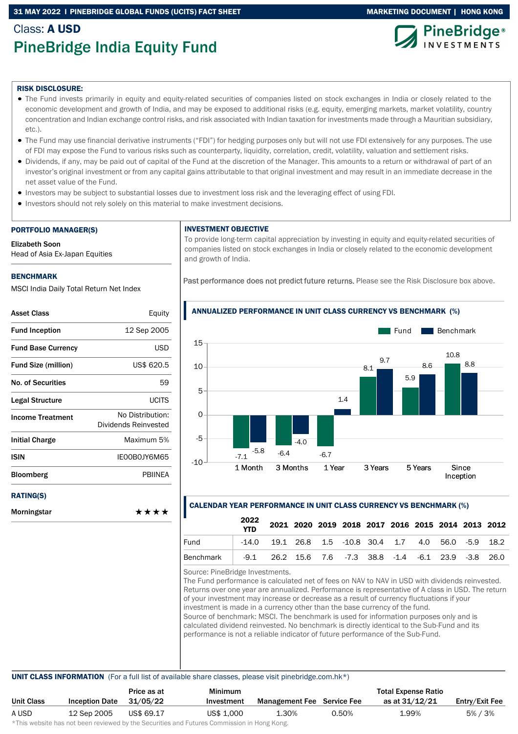Class: **A USD**

# PineBridge India Equity Fund

PineBridge® INVESTMENTS

### RISK DISCLOSURE:

- The Fund invests primarily in equity and equity-related securities of companies listed on stock exchanges in India or closely related to the economic development and growth of India, and may be exposed to additional risks (e.g. equity, emerging markets, market volatility, country concentration and Indian exchange control risks, and risk associated with Indian taxation for investments made through a Mauritian subsidiary, etc.).
- The Fund may use financial derivative instruments (“FDI”) for hedging purposes only but will not use FDI extensively for any purposes. The use of FDI may expose the Fund to various risks such as counterparty, liquidity, correlation, credit, volatility, valuation and settlement risks.
- Dividends, if any, may be paid out of capital of the Fund at the discretion of the Manager. This amounts to a return or withdrawal of part of an investor’s original investment or from any capital gains attributable to that original investment and may result in an immediate decrease in the net asset value of the Fund.
- Investors may be subject to substantial losses due to investment loss risk and the leveraging effect of using FDI.
- Investors should not rely solely on this material to make investment decisions.

### PORTFOLIO MANAGER(S)

**Elizabeth Soon**
Head of Asia Ex-Japan Equities

### BENCHMARK

MSCI India Daily Total Return Net Index

| | |
|---|---|
| **Asset Class** | Equity |
| **Fund Inception** | 12 Sep 2005 |
| **Fund Base Currency** | USD |
| **Fund Size (million)** | US$ 620.5 |
| **No. of Securities** | 59 |
| **Legal Structure** | UCITS |
| **Income Treatment** | No Distribution: Dividends Reinvested |
| **Initial Charge** | Maximum 5% |
| **ISIN** | IE00B0JY6M65 |
| **Bloomberg** | PBIINEA |

### RATING(S)

| | |
|---|---|
| **Morningstar** | ★★★★ |

### INVESTMENT OBJECTIVE

To provide long-term capital appreciation by investing in equity and equity-related securities of companies listed on stock exchanges in India or closely related to the economic development and growth of India.

Past performance does not predict future returns. Please see the Risk Disclosure box above.

### ANNUALIZED PERFORMANCE IN UNIT CLASS CURRENCY VS BENCHMARK (%)

| | 1 Month | 3 Months | 1 Year | 3 Years | 5 Years | Since Inception |
|---|---|---|---|---|---|---|
| Fund | -7.1 | -6.4 | -6.7 | 8.1 | 5.9 | 10.8 |
| Benchmark | -5.8 | -4.0 | 1.4 | 9.7 | 8.6 | 8.8 |

### CALENDAR YEAR PERFORMANCE IN UNIT CLASS CURRENCY VS BENCHMARK (%)

| | 2022 YTD | 2021 | 2020 | 2019 | 2018 | 2017 | 2016 | 2015 | 2014 | 2013 | 2012 |
|---|---|---|---|---|---|---|---|---|---|---|---|
| Fund | -14.0 | 19.1 | 26.8 | 1.5 | -10.8 | 30.4 | 1.7 | 4.0 | 56.0 | -5.9 | 18.2 |
| Benchmark | -9.1 | 26.2 | 15.6 | 7.6 | -7.3 | 38.8 | -1.4 | -6.1 | 23.9 | -3.8 | 26.0 |

Source: PineBridge Investments.
The Fund performance is calculated net of fees on NAV to NAV in USD with dividends reinvested. Returns over one year are annualized. Performance is representative of A class in USD. The return of your investment may increase or decrease as a result of currency fluctuations if your investment is made in a currency other than the base currency of the fund.
Source of benchmark: MSCI. The benchmark is used for information purposes only and is calculated dividend reinvested. No benchmark is directly identical to the Sub-Fund and its performance is not a reliable indicator of future performance of the Sub-Fund.

### UNIT CLASS INFORMATION (For a full list of available share classes, please visit pinebridge.com.hk*)

| Unit Class | Inception Date | Price as at 31/05/22 | Minimum Investment | Management Fee | Service Fee | Total Expense Ratio as at 31/12/21 | Entry/Exit Fee |
|---|---|---|---|---|---|---|---|
| A USD | 12 Sep 2005 | US$ 69.17 | US$ 1,000 | 1.30% | 0.50% | 1.99% | 5% / 3% |

*This website has not been reviewed by the Securities and Futures Commission in Hong Kong.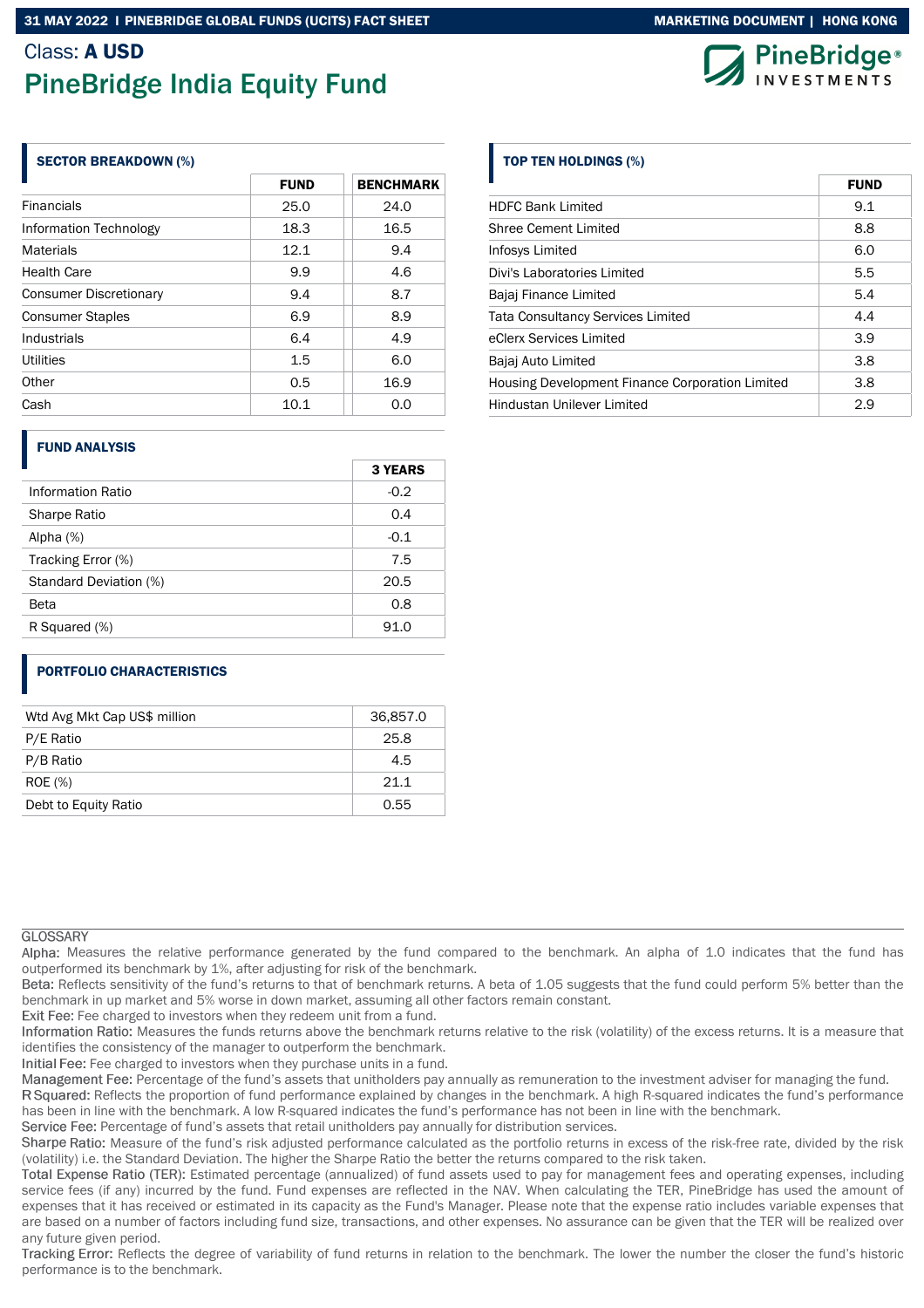Class: **A USD**

# PineBridge India Equity Fund

### SECTOR BREAKDOWN (%)

| | FUND | BENCHMARK |
|---|---|---|
| Financials | 25.0 | 24.0 |
| Information Technology | 18.3 | 16.5 |
| Materials | 12.1 | 9.4 |
| Health Care | 9.9 | 4.6 |
| Consumer Discretionary | 9.4 | 8.7 |
| Consumer Staples | 6.9 | 8.9 |
| Industrials | 6.4 | 4.9 |
| Utilities | 1.5 | 6.0 |
| Other | 0.5 | 16.9 |
| Cash | 10.1 | 0.0 |

### FUND ANALYSIS

| | 3 YEARS |
|---|---|
| Information Ratio | -0.2 |
| Sharpe Ratio | 0.4 |
| Alpha (%) | -0.1 |
| Tracking Error (%) | 7.5 |
| Standard Deviation (%) | 20.5 |
| Beta | 0.8 |
| R Squared (%) | 91.0 |

### PORTFOLIO CHARACTERISTICS

| | |
|---|---|
| Wtd Avg Mkt Cap US$ million | 36,857.0 |
| P/E Ratio | 25.8 |
| P/B Ratio | 4.5 |
| ROE (%) | 21.1 |
| Debt to Equity Ratio | 0.55 |

### TOP TEN HOLDINGS (%)

| | FUND |
|---|---|
| HDFC Bank Limited | 9.1 |
| Shree Cement Limited | 8.8 |
| Infosys Limited | 6.0 |
| Divi's Laboratories Limited | 5.5 |
| Bajaj Finance Limited | 5.4 |
| Tata Consultancy Services Limited | 4.4 |
| eClerx Services Limited | 3.9 |
| Bajaj Auto Limited | 3.8 |
| Housing Development Finance Corporation Limited | 3.8 |
| Hindustan Unilever Limited | 2.9 |

GLOSSARY

Alpha: Measures the relative performance generated by the fund compared to the benchmark. An alpha of 1.0 indicates that the fund has outperformed its benchmark by 1%, after adjusting for risk of the benchmark.

Beta: Reflects sensitivity of the fund's returns to that of benchmark returns. A beta of 1.05 suggests that the fund could perform 5% better than the benchmark in up market and 5% worse in down market, assuming all other factors remain constant.

Exit Fee: Fee charged to investors when they redeem unit from a fund.

Information Ratio: Measures the funds returns above the benchmark returns relative to the risk (volatility) of the excess returns. It is a measure that identifies the consistency of the manager to outperform the benchmark.

Initial Fee: Fee charged to investors when they purchase units in a fund.

Management Fee: Percentage of the fund's assets that unitholders pay annually as remuneration to the investment adviser for managing the fund.

R Squared: Reflects the proportion of fund performance explained by changes in the benchmark. A high R-squared indicates the fund's performance has been in line with the benchmark. A low R-squared indicates the fund's performance has not been in line with the benchmark.

Service Fee: Percentage of fund's assets that retail unitholders pay annually for distribution services.

Sharpe Ratio: Measure of the fund's risk adjusted performance calculated as the portfolio returns in excess of the risk-free rate, divided by the risk (volatility) i.e. the Standard Deviation. The higher the Sharpe Ratio the better the returns compared to the risk taken.

Total Expense Ratio (TER): Estimated percentage (annualized) of fund assets used to pay for management fees and operating expenses, including service fees (if any) incurred by the fund. Fund expenses are reflected in the NAV. When calculating the TER, PineBridge has used the amount of expenses that it has received or estimated in its capacity as the Fund's Manager. Please note that the expense ratio includes variable expenses that are based on a number of factors including fund size, transactions, and other expenses. No assurance can be given that the TER will be realized over any future given period.

Tracking Error: Reflects the degree of variability of fund returns in relation to the benchmark. The lower the number the closer the fund's historic performance is to the benchmark.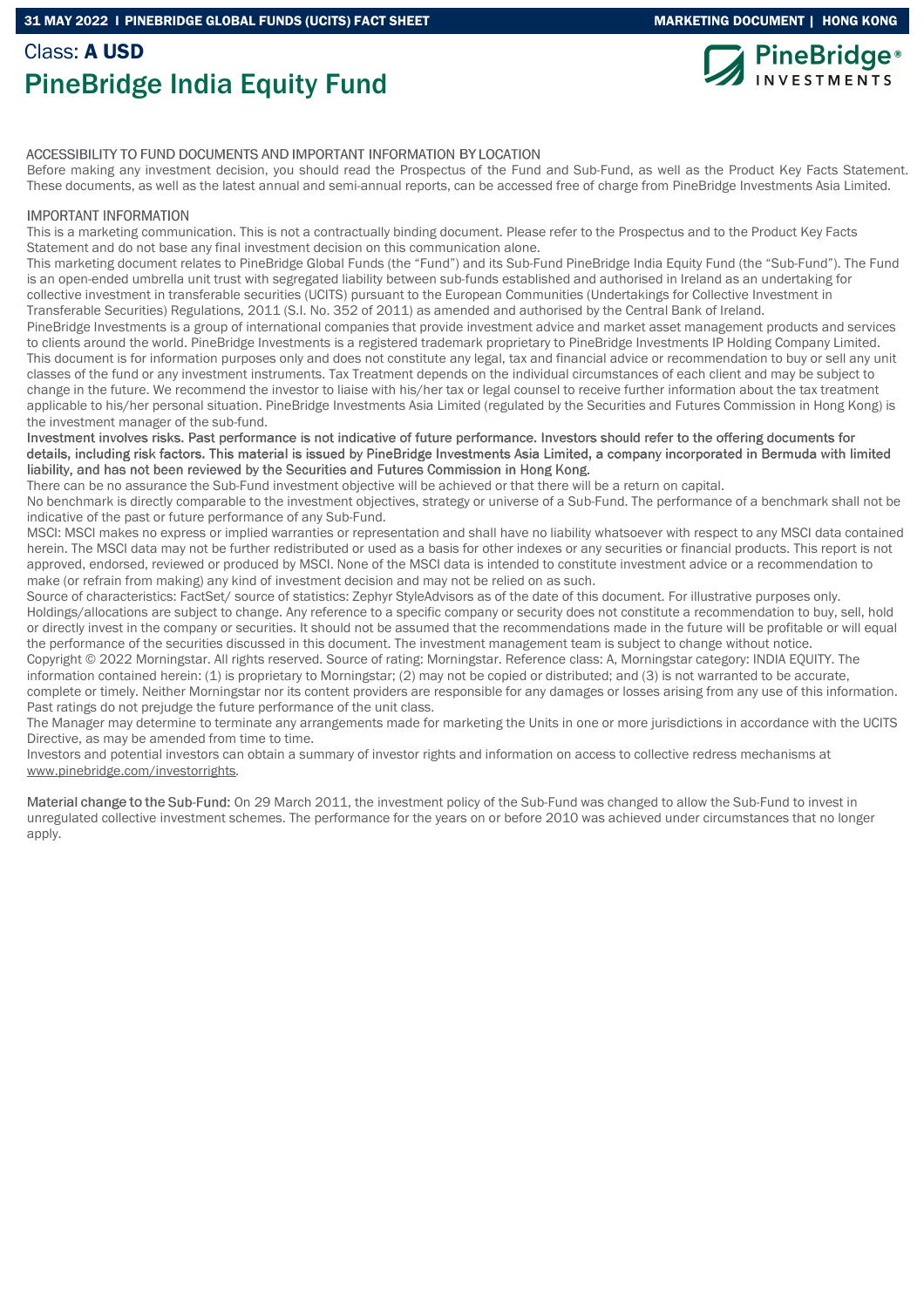Class: **A USD**

# PineBridge India Equity Fund

## ACCESSIBILITY TO FUND DOCUMENTS AND IMPORTANT INFORMATION BY LOCATION

Before making any investment decision, you should read the Prospectus of the Fund and Sub-Fund, as well as the Product Key Facts Statement. These documents, as well as the latest annual and semi-annual reports, can be accessed free of charge from PineBridge Investments Asia Limited.

## IMPORTANT INFORMATION

This is a marketing communication. This is not a contractually binding document. Please refer to the Prospectus and to the Product Key Facts Statement and do not base any final investment decision on this communication alone.

This marketing document relates to PineBridge Global Funds (the "Fund") and its Sub-Fund PineBridge India Equity Fund (the "Sub-Fund"). The Fund is an open-ended umbrella unit trust with segregated liability between sub-funds established and authorised in Ireland as an undertaking for collective investment in transferable securities (UCITS) pursuant to the European Communities (Undertakings for Collective Investment in Transferable Securities) Regulations, 2011 (S.I. No. 352 of 2011) as amended and authorised by the Central Bank of Ireland.

PineBridge Investments is a group of international companies that provide investment advice and market asset management products and services to clients around the world. PineBridge Investments is a registered trademark proprietary to PineBridge Investments IP Holding Company Limited. This document is for information purposes only and does not constitute any legal, tax and financial advice or recommendation to buy or sell any unit classes of the fund or any investment instruments. Tax Treatment depends on the individual circumstances of each client and may be subject to change in the future. We recommend the investor to liaise with his/her tax or legal counsel to receive further information about the tax treatment applicable to his/her personal situation. PineBridge Investments Asia Limited (regulated by the Securities and Futures Commission in Hong Kong) is the investment manager of the sub-fund.

**Investment involves risks. Past performance is not indicative of future performance. Investors should refer to the offering documents for details, including risk factors. This material is issued by PineBridge Investments Asia Limited, a company incorporated in Bermuda with limited liability, and has not been reviewed by the Securities and Futures Commission in Hong Kong.**

There can be no assurance the Sub-Fund investment objective will be achieved or that there will be a return on capital.

No benchmark is directly comparable to the investment objectives, strategy or universe of a Sub-Fund. The performance of a benchmark shall not be indicative of the past or future performance of any Sub-Fund.

MSCI: MSCI makes no express or implied warranties or representation and shall have no liability whatsoever with respect to any MSCI data contained herein. The MSCI data may not be further redistributed or used as a basis for other indexes or any securities or financial products. This report is not approved, endorsed, reviewed or produced by MSCI. None of the MSCI data is intended to constitute investment advice or a recommendation to make (or refrain from making) any kind of investment decision and may not be relied on as such.

Source of characteristics: FactSet/ source of statistics: Zephyr StyleAdvisors as of the date of this document. For illustrative purposes only.

Holdings/allocations are subject to change. Any reference to a specific company or security does not constitute a recommendation to buy, sell, hold or directly invest in the company or securities. It should not be assumed that the recommendations made in the future will be profitable or will equal the performance of the securities discussed in this document. The investment management team is subject to change without notice.

Copyright © 2022 Morningstar. All rights reserved. Source of rating: Morningstar. Reference class: A, Morningstar category: INDIA EQUITY. The information contained herein: (1) is proprietary to Morningstar; (2) may not be copied or distributed; and (3) is not warranted to be accurate, complete or timely. Neither Morningstar nor its content providers are responsible for any damages or losses arising from any use of this information. Past ratings do not prejudge the future performance of the unit class.

The Manager may determine to terminate any arrangements made for marketing the Units in one or more jurisdictions in accordance with the UCITS Directive, as may be amended from time to time.

Investors and potential investors can obtain a summary of investor rights and information on access to collective redress mechanisms at www.pinebridge.com/investorrights.

Material change to the Sub-Fund: On 29 March 2011, the investment policy of the Sub-Fund was changed to allow the Sub-Fund to invest in unregulated collective investment schemes. The performance for the years on or before 2010 was achieved under circumstances that no longer apply.